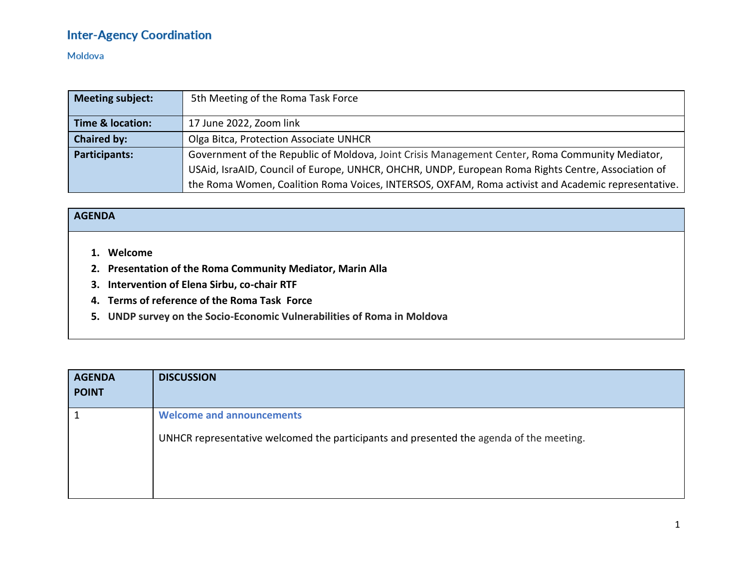# Inter-Agency Coordination

Moldova

| | |
|---|---|
| **Meeting subject:** | 5th Meeting of the Roma Task Force |
| **Time & location:** | 17 June 2022, Zoom link |
| **Chaired by:** | Olga Bitca, Protection Associate UNHCR |
| **Participants:** | Government of the Republic of Moldova, Joint Crisis Management Center, Roma Community Mediator, USAid, IsraAID, Council of Europe, UNHCR, OHCHR, UNDP, European Roma Rights Centre, Association of the Roma Women, Coalition Roma Voices, INTERSOS, OXFAM, Roma activist and Academic representative. |

**AGENDA**

1. **Welcome**
2. **Presentation of the Roma Community Mediator, Marin Alla**
3. **Intervention of Elena Sirbu, co-chair RTF**
4. **Terms of reference of the Roma Task Force**
5. **UNDP survey on the Socio-Economic Vulnerabilities of Roma in Moldova**

| AGENDA POINT | DISCUSSION |
|---|---|
| 1 | **Welcome and announcements**<br><br>UNHCR representative welcomed the participants and presented the agenda of the meeting. |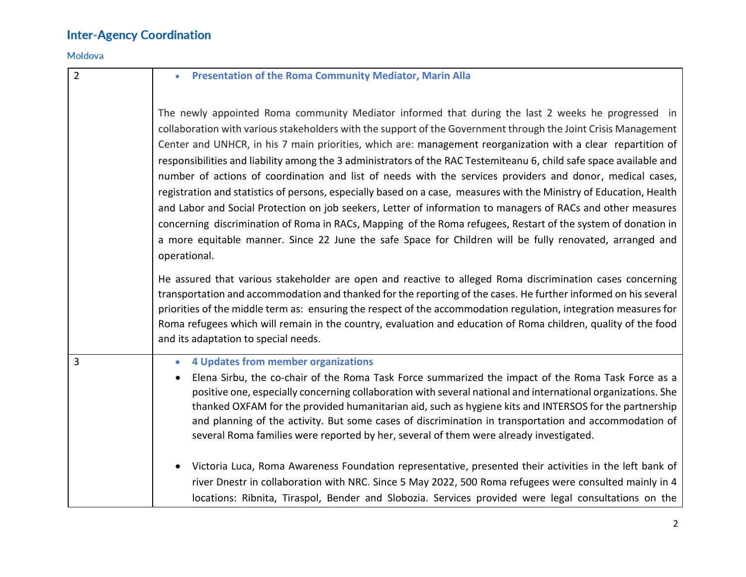| 2 | • **Presentation of the Roma Community Mediator, Marin Alla**<br><br>The newly appointed Roma community Mediator informed that during the last 2 weeks he progressed in collaboration with various stakeholders with the support of the Government through the Joint Crisis Management Center and UNHCR, in his 7 main priorities, which are: management reorganization with a clear repartition of responsibilities and liability among the 3 administrators of the RAC Testemiteanu 6, child safe space available and number of actions of coordination and list of needs with the services providers and donor, medical cases, registration and statistics of persons, especially based on a case, measures with the Ministry of Education, Health and Labor and Social Protection on job seekers, Letter of information to managers of RACs and other measures concerning discrimination of Roma in RACs, Mapping of the Roma refugees, Restart of the system of donation in a more equitable manner. Since 22 June the safe Space for Children will be fully renovated, arranged and operational.<br><br>He assured that various stakeholder are open and reactive to alleged Roma discrimination cases concerning transportation and accommodation and thanked for the reporting of the cases. He further informed on his several priorities of the middle term as: ensuring the respect of the accommodation regulation, integration measures for Roma refugees which will remain in the country, evaluation and education of Roma children, quality of the food and its adaptation to special needs. |
|---|---|
| 3 | • **4 Updates from member organizations**<br>• Elena Sirbu, the co-chair of the Roma Task Force summarized the impact of the Roma Task Force as a positive one, especially concerning collaboration with several national and international organizations. She thanked OXFAM for the provided humanitarian aid, such as hygiene kits and INTERSOS for the partnership and planning of the activity. But some cases of discrimination in transportation and accommodation of several Roma families were reported by her, several of them were already investigated.<br><br>• Victoria Luca, Roma Awareness Foundation representative, presented their activities in the left bank of river Dnestr in collaboration with NRC. Since 5 May 2022, 500 Roma refugees were consulted mainly in 4 locations: Ribnita, Tiraspol, Bender and Slobozia. Services provided were legal consultations on the |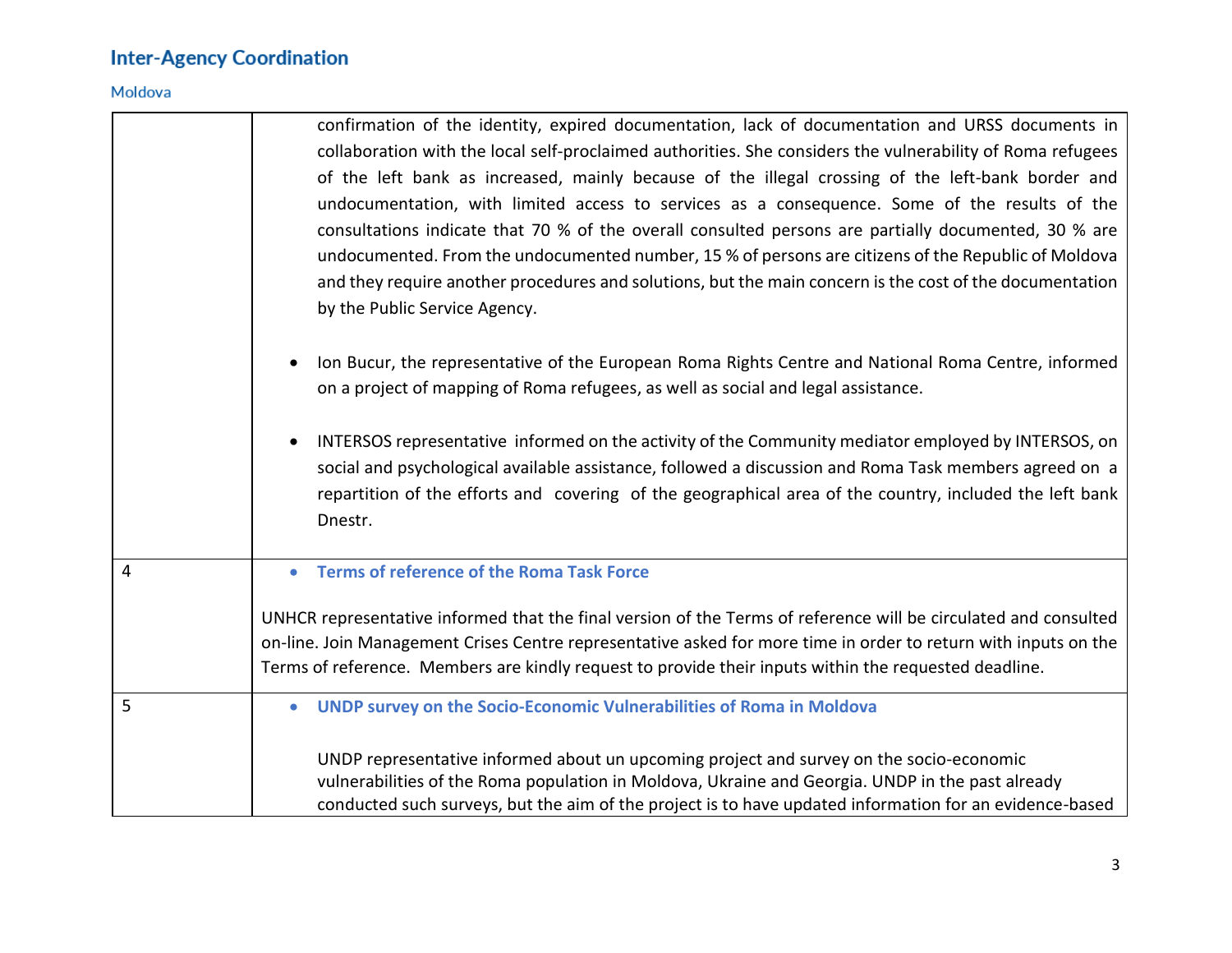|  |  |
|---|---|
|  | confirmation of the identity, expired documentation, lack of documentation and URSS documents in collaboration with the local self-proclaimed authorities. She considers the vulnerability of Roma refugees of the left bank as increased, mainly because of the illegal crossing of the left-bank border and undocumentation, with limited access to services as a consequence. Some of the results of the consultations indicate that 70 % of the overall consulted persons are partially documented, 30 % are undocumented. From the undocumented number, 15 % of persons are citizens of the Republic of Moldova and they require another procedures and solutions, but the main concern is the cost of the documentation by the Public Service Agency.<br><br>• Ion Bucur, the representative of the European Roma Rights Centre and National Roma Centre, informed on a project of mapping of Roma refugees, as well as social and legal assistance.<br><br>• INTERSOS representative informed on the activity of the Community mediator employed by INTERSOS, on social and psychological available assistance, followed a discussion and Roma Task members agreed on a repartition of the efforts and covering of the geographical area of the country, included the left bank Dnestr. |
| 4 | • **Terms of reference of the Roma Task Force**<br><br>UNHCR representative informed that the final version of the Terms of reference will be circulated and consulted on-line. Join Management Crises Centre representative asked for more time in order to return with inputs on the Terms of reference. Members are kindly request to provide their inputs within the requested deadline. |
| 5 | • **UNDP survey on the Socio-Economic Vulnerabilities of Roma in Moldova**<br><br>UNDP representative informed about un upcoming project and survey on the socio-economic vulnerabilities of the Roma population in Moldova, Ukraine and Georgia. UNDP in the past already conducted such surveys, but the aim of the project is to have updated information for an evidence-based |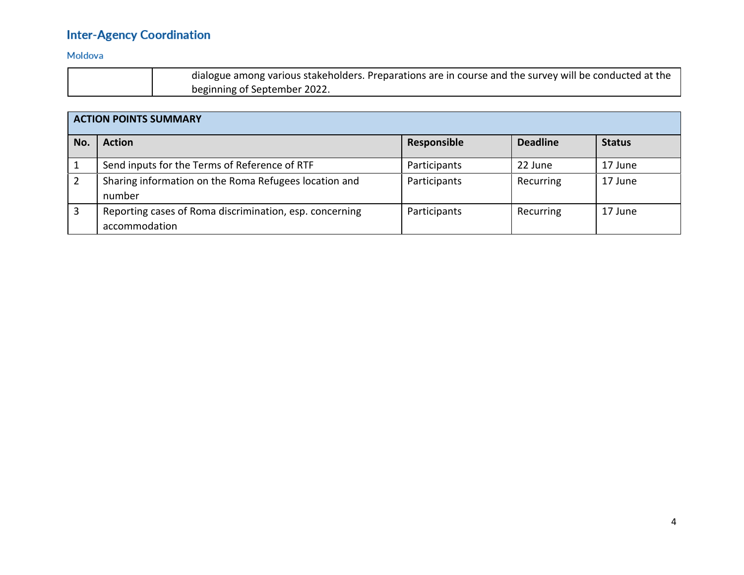| | |
|---|---|
| | dialogue among various stakeholders. Preparations are in course and the survey will be conducted at the beginning of September 2022. |

| ACTION POINTS SUMMARY | | | | |
|---|---|---|---|---|
| **No.** | **Action** | **Responsible** | **Deadline** | **Status** |
| 1 | Send inputs for the Terms of Reference of RTF | Participants | 22 June | 17 June |
| 2 | Sharing information on the Roma Refugees location and number | Participants | Recurring | 17 June |
| 3 | Reporting cases of Roma discrimination, esp. concerning accommodation | Participants | Recurring | 17 June |